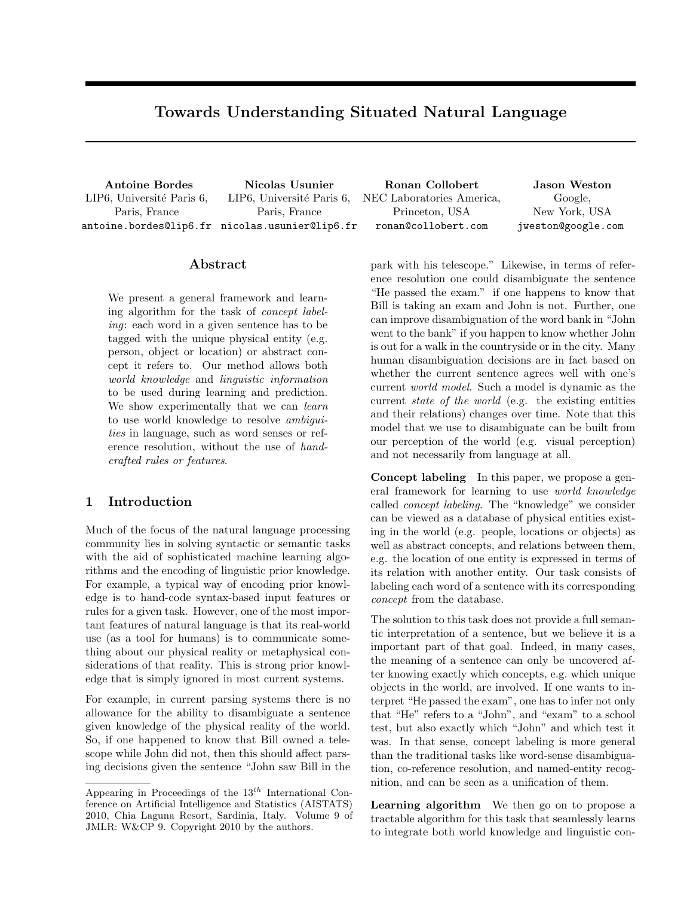# Towards Understanding Situated Natural Language

**Antoine Bordes**
LIP6, Université Paris 6,
Paris, France
antoine.bordes@lip6.fr

**Nicolas Usunier**
LIP6, Université Paris 6,
Paris, France
nicolas.usunier@lip6.fr

**Ronan Collobert**
NEC Laboratories America,
Princeton, USA
ronan@collobert.com

**Jason Weston**
Google,
New York, USA
jweston@google.com

## Abstract

We present a general framework and learning algorithm for the task of *concept labeling*: each word in a given sentence has to be tagged with the unique physical entity (e.g. person, object or location) or abstract concept it refers to. Our method allows both *world knowledge* and *linguistic information* to be used during learning and prediction. We show experimentally that we can *learn* to use world knowledge to resolve *ambiguities* in language, such as word senses or reference resolution, without the use of *hand-crafted rules or features*.

## 1 Introduction

Much of the focus of the natural language processing community lies in solving syntactic or semantic tasks with the aid of sophisticated machine learning algorithms and the encoding of linguistic prior knowledge. For example, a typical way of encoding prior knowledge is to hand-code syntax-based input features or rules for a given task. However, one of the most important features of natural language is that its real-world use (as a tool for humans) is to communicate something about our physical reality or metaphysical considerations of that reality. This is strong prior knowledge that is simply ignored in most current systems.

For example, in current parsing systems there is no allowance for the ability to disambiguate a sentence given knowledge of the physical reality of the world. So, if one happened to know that Bill owned a telescope while John did not, then this should affect parsing decisions given the sentence "John saw Bill in the park with his telescope." Likewise, in terms of reference resolution one could disambiguate the sentence "He passed the exam." if one happens to know that Bill is taking an exam and John is not. Further, one can improve disambiguation of the word bank in "John went to the bank" if you happen to know whether John is out for a walk in the countryside or in the city. Many human disambiguation decisions are in fact based on whether the current sentence agrees well with one's current *world model*. Such a model is dynamic as the current *state of the world* (e.g. the existing entities and their relations) changes over time. Note that this model that we use to disambiguate can be built from our perception of the world (e.g. visual perception) and not necessarily from language at all.

**Concept labeling** In this paper, we propose a general framework for learning to use *world knowledge* called *concept labeling*. The "knowledge" we consider can be viewed as a database of physical entities existing in the world (e.g. people, locations or objects) as well as abstract concepts, and relations between them, e.g. the location of one entity is expressed in terms of its relation with another entity. Our task consists of labeling each word of a sentence with its corresponding *concept* from the database.

The solution to this task does not provide a full semantic interpretation of a sentence, but we believe it is a important part of that goal. Indeed, in many cases, the meaning of a sentence can only be uncovered after knowing exactly which concepts, e.g. which unique objects in the world, are involved. If one wants to interpret "He passed the exam", one has to infer not only that "He" refers to a "John", and "exam" to a school test, but also exactly which "John" and which test it was. In that sense, concept labeling is more general than the traditional tasks like word-sense disambiguation, co-reference resolution, and named-entity recognition, and can be seen as a unification of them.

**Learning algorithm** We then go on to propose a tractable algorithm for this task that seamlessly learns to integrate both world knowledge and linguistic con-

---

Appearing in Proceedings of the $13^{th}$ International Conference on Artificial Intelligence and Statistics (AISTATS) 2010, Chia Laguna Resort, Sardinia, Italy. Volume 9 of JMLR: W&CP 9. Copyright 2010 by the authors.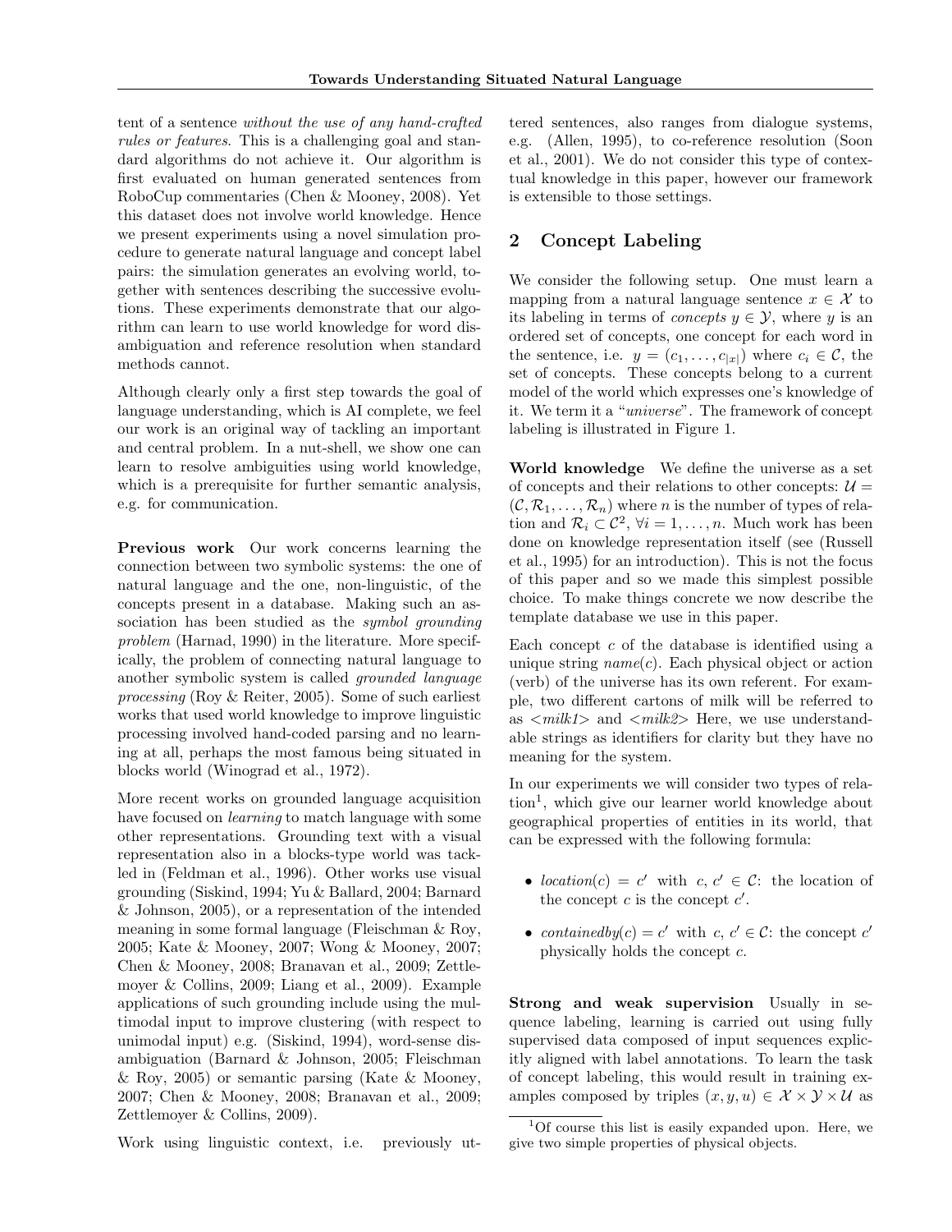tent of a sentence *without the use of any hand-crafted rules or features*. This is a challenging goal and standard algorithms do not achieve it. Our algorithm is first evaluated on human generated sentences from RoboCup commentaries (Chen & Mooney, 2008). Yet this dataset does not involve world knowledge. Hence we present experiments using a novel simulation procedure to generate natural language and concept label pairs: the simulation generates an evolving world, together with sentences describing the successive evolutions. These experiments demonstrate that our algorithm can learn to use world knowledge for word disambiguation and reference resolution when standard methods cannot.

Although clearly only a first step towards the goal of language understanding, which is AI complete, we feel our work is an original way of tackling an important and central problem. In a nut-shell, we show one can learn to resolve ambiguities using world knowledge, which is a prerequisite for further semantic analysis, e.g. for communication.

**Previous work** Our work concerns learning the connection between two symbolic systems: the one of natural language and the one, non-linguistic, of the concepts present in a database. Making such an association has been studied as the *symbol grounding problem* (Harnad, 1990) in the literature. More specifically, the problem of connecting natural language to another symbolic system is called *grounded language processing* (Roy & Reiter, 2005). Some of such earliest works that used world knowledge to improve linguistic processing involved hand-coded parsing and no learning at all, perhaps the most famous being situated in blocks world (Winograd et al., 1972).

More recent works on grounded language acquisition have focused on *learning* to match language with some other representations. Grounding text with a visual representation also in a blocks-type world was tackled in (Feldman et al., 1996). Other works use visual grounding (Siskind, 1994; Yu & Ballard, 2004; Barnard & Johnson, 2005), or a representation of the intended meaning in some formal language (Fleischman & Roy, 2005; Kate & Mooney, 2007; Wong & Mooney, 2007; Chen & Mooney, 2008; Branavan et al., 2009; Zettlemoyer & Collins, 2009; Liang et al., 2009). Example applications of such grounding include using the multimodal input to improve clustering (with respect to unimodal input) e.g. (Siskind, 1994), word-sense disambiguation (Barnard & Johnson, 2005; Fleischman & Roy, 2005) or semantic parsing (Kate & Mooney, 2007; Chen & Mooney, 2008; Branavan et al., 2009; Zettlemoyer & Collins, 2009).

Work using linguistic context, i.e. previously uttered sentences, also ranges from dialogue systems, e.g. (Allen, 1995), to co-reference resolution (Soon et al., 2001). We do not consider this type of contextual knowledge in this paper, however our framework is extensible to those settings.

## 2 Concept Labeling

We consider the following setup. One must learn a mapping from a natural language sentence $x \in \mathcal{X}$ to its labeling in terms of *concepts* $y \in \mathcal{Y}$, where $y$ is an ordered set of concepts, one concept for each word in the sentence, i.e. $y = (c_1, \dots, c_{|x|})$ where $c_i \in \mathcal{C}$, the set of concepts. These concepts belong to a current model of the world which expresses one's knowledge of it. We term it a "*universe*". The framework of concept labeling is illustrated in Figure 1.

**World knowledge** We define the universe as a set of concepts and their relations to other concepts: $\mathcal{U} = (\mathcal{C}, \mathcal{R}_1, \dots, \mathcal{R}_n)$ where $n$ is the number of types of relation and $\mathcal{R}_i \subset \mathcal{C}^2$, $\forall i = 1, \dots, n$. Much work has been done on knowledge representation itself (see (Russell et al., 1995) for an introduction). This is not the focus of this paper and so we made this simplest possible choice. To make things concrete we now describe the template database we use in this paper.

Each concept $c$ of the database is identified using a unique string $name(c)$. Each physical object or action (verb) of the universe has its own referent. For example, two different cartons of milk will be referred to as *<milk1>* and *<milk2>* Here, we use understandable strings as identifiers for clarity but they have no meaning for the system.

In our experiments we will consider two types of relation[1], which give our learner world knowledge about geographical properties of entities in its world, that can be expressed with the following formula:

- $location(c) = c'$ with $c, c' \in \mathcal{C}$: the location of the concept $c$ is the concept $c'$.
- $containedby(c) = c'$ with $c, c' \in \mathcal{C}$: the concept $c'$ physically holds the concept $c$.

**Strong and weak supervision** Usually in sequence labeling, learning is carried out using fully supervised data composed of input sequences explicitly aligned with label annotations. To learn the task of concept labeling, this would result in training examples composed by triples $(x, y, u) \in \mathcal{X} \times \mathcal{Y} \times \mathcal{U}$ as

[1] Of course this list is easily expanded upon. Here, we give two simple properties of physical objects.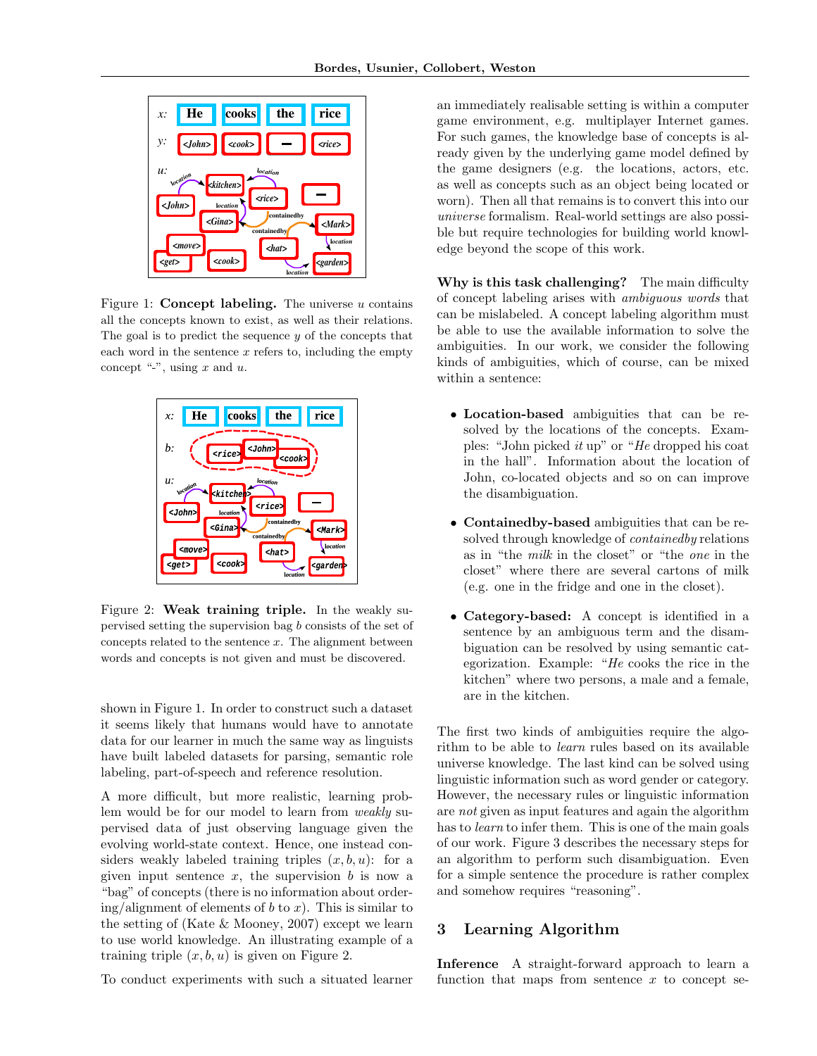Figure 1: **Concept labeling.** The universe $u$ contains all the concepts known to exist, as well as their relations. The goal is to predict the sequence $y$ of the concepts that each word in the sentence $x$ refers to, including the empty concept "-", using $x$ and $u$.

Figure 2: **Weak training triple.** In the weakly supervised setting the supervision bag $b$ consists of the set of concepts related to the sentence $x$. The alignment between words and concepts is not given and must be discovered.

shown in Figure 1. In order to construct such a dataset it seems likely that humans would have to annotate data for our learner in much the same way as linguists have built labeled datasets for parsing, semantic role labeling, part-of-speech and reference resolution.

A more difficult, but more realistic, learning problem would be for our model to learn from *weakly* supervised data of just observing language given the evolving world-state context. Hence, one instead considers weakly labeled training triples $(x, b, u)$: for a given input sentence $x$, the supervision $b$ is now a "bag" of concepts (there is no information about ordering/alignment of elements of $b$ to $x$). This is similar to the setting of (Kate & Mooney, 2007) except we learn to use world knowledge. An illustrating example of a training triple $(x, b, u)$ is given on Figure 2.

To conduct experiments with such a situated learner an immediately realisable setting is within a computer game environment, e.g. multiplayer Internet games. For such games, the knowledge base of concepts is already given by the underlying game model defined by the game designers (e.g. the locations, actors, etc. as well as concepts such as an object being located or worn). Then all that remains is to convert this into our *universe* formalism. Real-world settings are also possible but require technologies for building world knowledge beyond the scope of this work.

**Why is this task challenging?** The main difficulty of concept labeling arises with *ambiguous words* that can be mislabeled. A concept labeling algorithm must be able to use the available information to solve the ambiguities. In our work, we consider the following kinds of ambiguities, which of course, can be mixed within a sentence:

- **Location-based** ambiguities that can be resolved by the locations of the concepts. Examples: "John picked *it* up" or "*He* dropped his coat in the hall". Information about the location of John, co-located objects and so on can improve the disambiguation.
- **Containedby-based** ambiguities that can be resolved through knowledge of *containedby* relations as in "the *milk* in the closet" or "the *one* in the closet" where there are several cartons of milk (e.g. one in the fridge and one in the closet).
- **Category-based:** A concept is identified in a sentence by an ambiguous term and the disambiguation can be resolved by using semantic categorization. Example: "*He* cooks the rice in the kitchen" where two persons, a male and a female, are in the kitchen.

The first two kinds of ambiguities require the algorithm to be able to *learn* rules based on its available universe knowledge. The last kind can be solved using linguistic information such as word gender or category. However, the necessary rules or linguistic information are *not* given as input features and again the algorithm has to *learn* to infer them. This is one of the main goals of our work. Figure 3 describes the necessary steps for an algorithm to perform such disambiguation. Even for a simple sentence the procedure is rather complex and somehow requires "reasoning".

## 3 Learning Algorithm

**Inference** A straight-forward approach to learn a function that maps from sentence $x$ to concept se-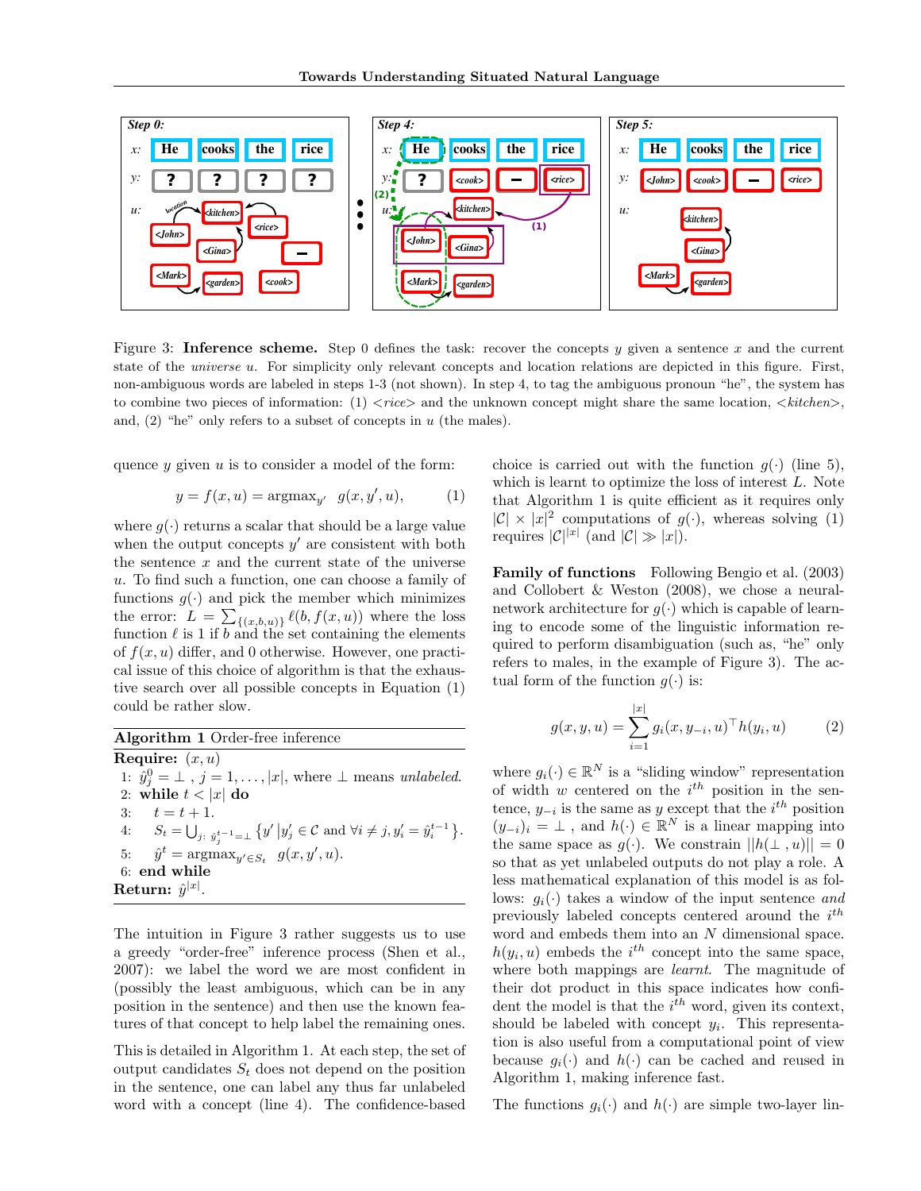Figure 3: **Inference scheme.** Step 0 defines the task: recover the concepts $y$ given a sentence $x$ and the current state of the *universe* $u$. For simplicity only relevant concepts and location relations are depicted in this figure. First, non-ambiguous words are labeled in steps 1-3 (not shown). In step 4, to tag the ambiguous pronoun "he", the system has to combine two pieces of information: (1) $<rice>$ and the unknown concept might share the same location, $<kitchen>$, and, (2) "he" only refers to a subset of concepts in $u$ (the males).

quence $y$ given $u$ is to consider a model of the form:

$$y = f(x, u) = \text{argmax}_{y'} \;\; g(x, y', u), \qquad (1)$$

where $g(\cdot)$ returns a scalar that should be a large value when the output concepts $y'$ are consistent with both the sentence $x$ and the current state of the universe $u$. To find such a function, one can choose a family of functions $g(\cdot)$ and pick the member which minimizes the error: $L = \sum_{\{(x,b,u)\}} \ell(b, f(x, u))$ where the loss function $\ell$ is 1 if $b$ and the set containing the elements of $f(x, u)$ differ, and 0 otherwise. However, one practical issue of this choice of algorithm is that the exhaustive search over all possible concepts in Equation (1) could be rather slow.

**Algorithm 1** Order-free inference

**Require:** $(x, u)$

1: $\hat{y}^0_j = \perp$ , $j = 1, \ldots, |x|$, where $\perp$ means *unlabeled*.
2: **while** $t < |x|$ **do**
3: $\quad t = t + 1$.
4: $\quad S_t = \bigcup_{j:\ \hat{y}^{t-1}_j = \perp} \{y' \,|\, y'_j \in \mathcal{C} \text{ and } \forall i \neq j, y'_i = \hat{y}^{t-1}_i\}$.
5: $\quad \hat{y}^t = \text{argmax}_{y' \in S_t} \;\; g(x, y', u)$.
6: **end while**

**Return:** $\hat{y}^{|x|}$.

The intuition in Figure 3 rather suggests us to use a greedy "order-free" inference process (Shen et al., 2007): we label the word we are most confident in (possibly the least ambiguous, which can be in any position in the sentence) and then use the known features of that concept to help label the remaining ones.

This is detailed in Algorithm 1. At each step, the set of output candidates $S_t$ does not depend on the position in the sentence, one can label any thus far unlabeled word with a concept (line 4). The confidence-based choice is carried out with the function $g(\cdot)$ (line 5), which is learnt to optimize the loss of interest $L$. Note that Algorithm 1 is quite efficient as it requires only $|\mathcal{C}| \times |x|^2$ computations of $g(\cdot)$, whereas solving (1) requires $|\mathcal{C}|^{|x|}$ (and $|\mathcal{C}| \gg |x|$).

**Family of functions** Following Bengio et al. (2003) and Collobert & Weston (2008), we chose a neural-network architecture for $g(\cdot)$ which is capable of learning to encode some of the linguistic information required to perform disambiguation (such as, "he" only refers to males, in the example of Figure 3). The actual form of the function $g(\cdot)$ is:

$$g(x, y, u) = \sum_{i=1}^{|x|} g_i(x, y_{-i}, u)^\top h(y_i, u) \qquad (2)$$

where $g_i(\cdot) \in \mathbb{R}^N$ is a "sliding window" representation of width $w$ centered on the $i^{th}$ position in the sentence, $y_{-i}$ is the same as $y$ except that the $i^{th}$ position $(y_{-i})_i = \perp$ , and $h(\cdot) \in \mathbb{R}^N$ is a linear mapping into the same space as $g(\cdot)$. We constrain $||h(\perp, u)|| = 0$ so that as yet unlabeled outputs do not play a role. A less mathematical explanation of this model is as follows: $g_i(\cdot)$ takes a window of the input sentence *and* previously labeled concepts centered around the $i^{th}$ word and embeds them into an $N$ dimensional space. $h(y_i, u)$ embeds the $i^{th}$ concept into the same space, where both mappings are *learnt*. The magnitude of their dot product in this space indicates how confident the model is that the $i^{th}$ word, given its context, should be labeled with concept $y_i$. This representation is also useful from a computational point of view because $g_i(\cdot)$ and $h(\cdot)$ can be cached and reused in Algorithm 1, making inference fast.

The functions $g_i(\cdot)$ and $h(\cdot)$ are simple two-layer lin-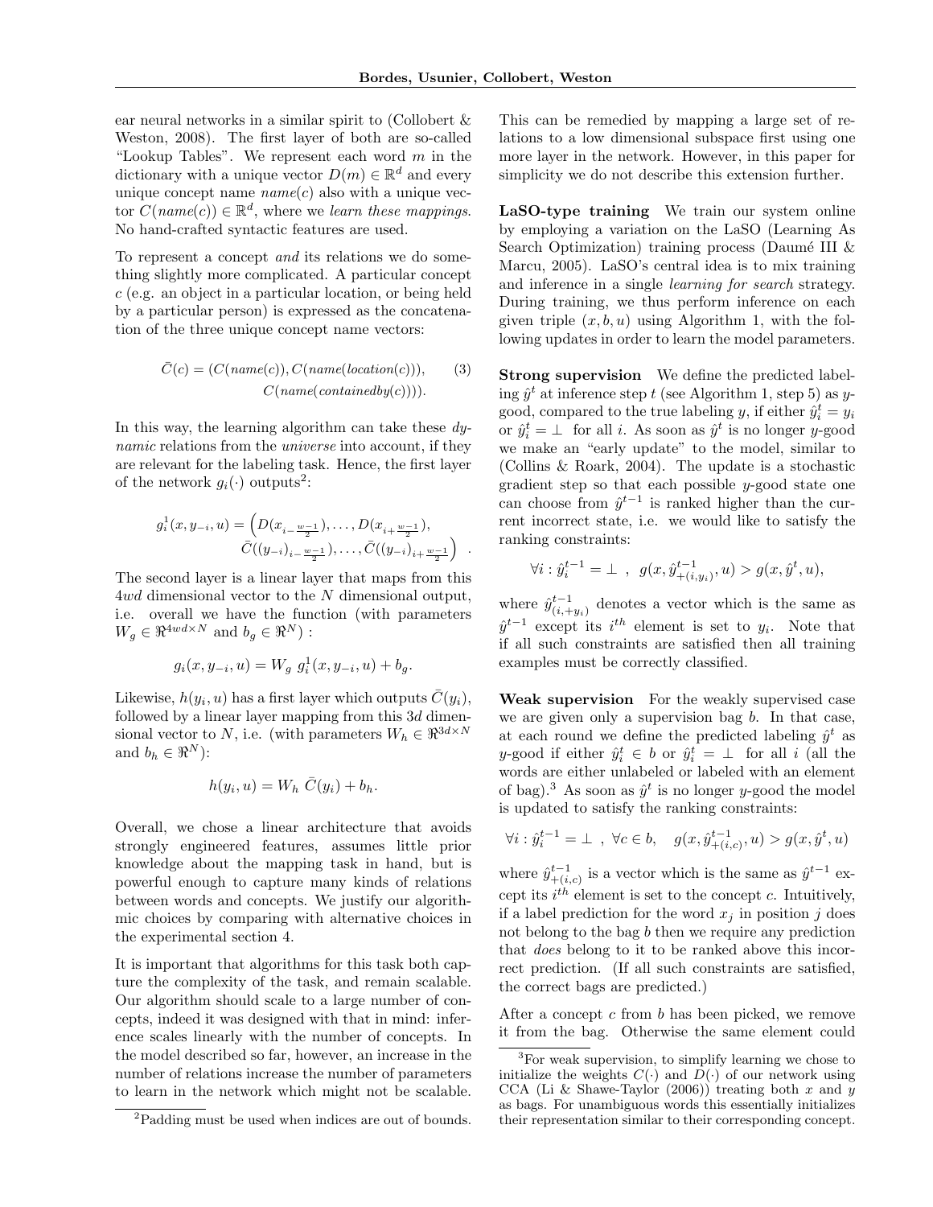ear neural networks in a similar spirit to (Collobert & Weston, 2008). The first layer of both are so-called "Lookup Tables". We represent each word $m$ in the dictionary with a unique vector $D(m) \in \mathbb{R}^d$ and every unique concept name $name(c)$ also with a unique vector $C(name(c)) \in \mathbb{R}^d$, where we *learn these mappings*. No hand-crafted syntactic features are used.

To represent a concept *and* its relations we do something slightly more complicated. A particular concept $c$ (e.g. an object in a particular location, or being held by a particular person) is expressed as the concatenation of the three unique concept name vectors:

$$\bar{C}(c) = (C(name(c)), C(name(location(c))), \\ C(name(containedby(c)))). \quad (3)$$

In this way, the learning algorithm can take these *dynamic* relations from the *universe* into account, if they are relevant for the labeling task. Hence, the first layer of the network $g_i(\cdot)$ outputs[2]:

$$g_i^1(x, y_{-i}, u) = \Big( D(x_{i-\frac{w-1}{2}}), \ldots, D(x_{i+\frac{w-1}{2}}), \\ \bar{C}((y_{-i})_{i-\frac{w-1}{2}}), \ldots, \bar{C}((y_{-i})_{i+\frac{w-1}{2}} \Big) \quad .$$

The second layer is a linear layer that maps from this $4wd$ dimensional vector to the $N$ dimensional output, i.e. overall we have the function (with parameters $W_g \in \Re^{4wd \times N}$ and $b_g \in \Re^N$) :

$$g_i(x, y_{-i}, u) = W_g \; g_i^1(x, y_{-i}, u) + b_g.$$

Likewise, $h(y_i, u)$ has a first layer which outputs $\bar{C}(y_i)$, followed by a linear layer mapping from this $3d$ dimensional vector to $N$, i.e. (with parameters $W_h \in \Re^{3d \times N}$ and $b_h \in \Re^N$):

$$h(y_i, u) = W_h \; \bar{C}(y_i) + b_h.$$

Overall, we chose a linear architecture that avoids strongly engineered features, assumes little prior knowledge about the mapping task in hand, but is powerful enough to capture many kinds of relations between words and concepts. We justify our algorithmic choices by comparing with alternative choices in the experimental section 4.

It is important that algorithms for this task both capture the complexity of the task, and remain scalable. Our algorithm should scale to a large number of concepts, indeed it was designed with that in mind: inference scales linearly with the number of concepts. In the model described so far, however, an increase in the number of relations increase the number of parameters to learn in the network which might not be scalable. This can be remedied by mapping a large set of relations to a low dimensional subspace first using one more layer in the network. However, in this paper for simplicity we do not describe this extension further.

[2]Padding must be used when indices are out of bounds.

**LaSO-type training** We train our system online by employing a variation on the LaSO (Learning As Search Optimization) training process (Daumé III & Marcu, 2005). LaSO's central idea is to mix training and inference in a single *learning for search* strategy. During training, we thus perform inference on each given triple $(x, b, u)$ using Algorithm 1, with the following updates in order to learn the model parameters.

**Strong supervision** We define the predicted labeling $\hat{y}^t$ at inference step $t$ (see Algorithm 1, step 5) as $y$-good, compared to the true labeling $y$, if either $\hat{y}_i^t = y_i$ or $\hat{y}_i^t = \perp$ for all $i$. As soon as $\hat{y}^t$ is no longer $y$-good we make an "early update" to the model, similar to (Collins & Roark, 2004). The update is a stochastic gradient step so that each possible $y$-good state one can choose from $\hat{y}^{t-1}$ is ranked higher than the current incorrect state, i.e. we would like to satisfy the ranking constraints:

$$\forall i : \hat{y}_i^{t-1} = \perp \;\; , \;\; g(x, \hat{y}_{+(i, y_i)}^{t-1}, u) > g(x, \hat{y}^t, u),$$

where $\hat{y}_{(i,+y_i)}^{t-1}$ denotes a vector which is the same as $\hat{y}^{t-1}$ except its $i^{th}$ element is set to $y_i$. Note that if all such constraints are satisfied then all training examples must be correctly classified.

**Weak supervision** For the weakly supervised case we are given only a supervision bag $b$. In that case, at each round we define the predicted labeling $\hat{y}^t$ as $y$-good if either $\hat{y}_i^t \in b$ or $\hat{y}_i^t = \perp$ for all $i$ (all the words are either unlabeled or labeled with an element of bag).[3] As soon as $\hat{y}^t$ is no longer $y$-good the model is updated to satisfy the ranking constraints:

$$\forall i : \hat{y}_i^{t-1} = \perp \;\; , \; \forall c \in b, \quad g(x, \hat{y}_{+(i,c)}^{t-1}, u) > g(x, \hat{y}^t, u)$$

where $\hat{y}_{+(i,c)}^{t-1}$ is a vector which is the same as $\hat{y}^{t-1}$ except its $i^{th}$ element is set to the concept $c$. Intuitively, if a label prediction for the word $x_j$ in position $j$ does not belong to the bag $b$ then we require any prediction that *does* belong to it to be ranked above this incorrect prediction. (If all such constraints are satisfied, the correct bags are predicted.)

After a concept $c$ from $b$ has been picked, we remove it from the bag. Otherwise the same element could

[3]For weak supervision, to simplify learning we chose to initialize the weights $C(\cdot)$ and $D(\cdot)$ of our network using CCA (Li & Shawe-Taylor (2006)) treating both $x$ and $y$ as bags. For unambiguous words this essentially initializes their representation similar to their corresponding concept.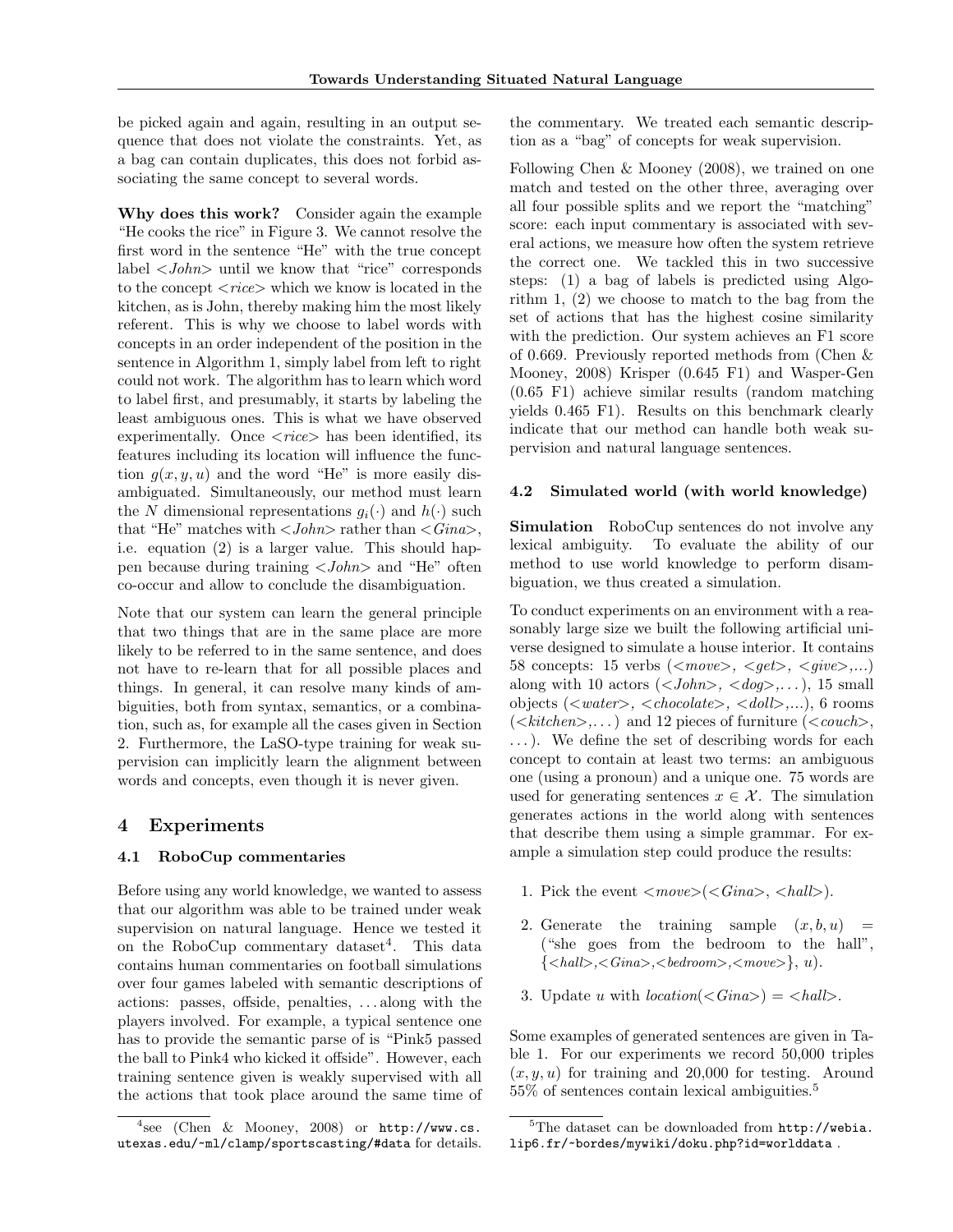be picked again and again, resulting in an output sequence that does not violate the constraints. Yet, as a bag can contain duplicates, this does not forbid associating the same concept to several words.

**Why does this work?** Consider again the example "He cooks the rice" in Figure 3. We cannot resolve the first word in the sentence "He" with the true concept label <*John*> until we know that "rice" corresponds to the concept <*rice*> which we know is located in the kitchen, as is John, thereby making him the most likely referent. This is why we choose to label words with concepts in an order independent of the position in the sentence in Algorithm 1, simply label from left to right could not work. The algorithm has to learn which word to label first, and presumably, it starts by labeling the least ambiguous ones. This is what we have observed experimentally. Once <*rice*> has been identified, its features including its location will influence the function $g(x, y, u)$ and the word "He" is more easily disambiguated. Simultaneously, our method must learn the $N$ dimensional representations $g_i(\cdot)$ and $h(\cdot)$ such that "He" matches with <*John*> rather than <*Gina*>, i.e. equation (2) is a larger value. This should happen because during training <*John*> and "He" often co-occur and allow to conclude the disambiguation.

Note that our system can learn the general principle that two things that are in the same place are more likely to be referred to in the same sentence, and does not have to re-learn that for all possible places and things. In general, it can resolve many kinds of ambiguities, both from syntax, semantics, or a combination, such as, for example all the cases given in Section 2. Furthermore, the LaSO-type training for weak supervision can implicitly learn the alignment between words and concepts, even though it is never given.

## 4 Experiments

### 4.1 RoboCup commentaries

Before using any world knowledge, we wanted to assess that our algorithm was able to be trained under weak supervision on natural language. Hence we tested it on the RoboCup commentary dataset[4]. This data contains human commentaries on football simulations over four games labeled with semantic descriptions of actions: passes, offside, penalties, . . . along with the players involved. For example, a typical sentence one has to provide the semantic parse of is "Pink5 passed the ball to Pink4 who kicked it offside". However, each training sentence given is weakly supervised with all the actions that took place around the same time of the commentary. We treated each semantic description as a "bag" of concepts for weak supervision.

Following Chen & Mooney (2008), we trained on one match and tested on the other three, averaging over all four possible splits and we report the "matching" score: each input commentary is associated with several actions, we measure how often the system retrieve the correct one. We tackled this in two successive steps: (1) a bag of labels is predicted using Algorithm 1, (2) we choose to match to the bag from the set of actions that has the highest cosine similarity with the prediction. Our system achieves an F1 score of 0.669. Previously reported methods from (Chen & Mooney, 2008) Krisper (0.645 F1) and Wasper-Gen (0.65 F1) achieve similar results (random matching yields 0.465 F1). Results on this benchmark clearly indicate that our method can handle both weak supervision and natural language sentences.

### 4.2 Simulated world (with world knowledge)

**Simulation** RoboCup sentences do not involve any lexical ambiguity. To evaluate the ability of our method to use world knowledge to perform disambiguation, we thus created a simulation.

To conduct experiments on an environment with a reasonably large size we built the following artificial universe designed to simulate a house interior. It contains 58 concepts: 15 verbs (<*move*>, <*get*>, <*give*>,...) along with 10 actors (<*John*>, <*dog*>,. . . ), 15 small objects (<*water*>, <*chocolate*>, <*doll*>,...), 6 rooms (<*kitchen*>,. . . ) and 12 pieces of furniture (<*couch*>, . . . ). We define the set of describing words for each concept to contain at least two terms: an ambiguous one (using a pronoun) and a unique one. 75 words are used for generating sentences $x \in \mathcal{X}$. The simulation generates actions in the world along with sentences that describe them using a simple grammar. For example a simulation step could produce the results:

1. Pick the event <*move*>(<*Gina*>, <*hall*>).
2. Generate the training sample $(x, b, u)$ = ("she goes from the bedroom to the hall", {<*hall*>,<*Gina*>,<*bedroom*>,<*move*>}, $u$).
3. Update $u$ with *location*(<*Gina*>) = <*hall*>.

Some examples of generated sentences are given in Table 1. For our experiments we record 50,000 triples $(x, y, u)$ for training and 20,000 for testing. Around 55% of sentences contain lexical ambiguities.[5]

[4] see (Chen & Mooney, 2008) or `http://www.cs.utexas.edu/~ml/clamp/sportscasting/#data` for details.

[5] The dataset can be downloaded from `http://webia.lip6.fr/~bordes/mywiki/doku.php?id=worlddata` .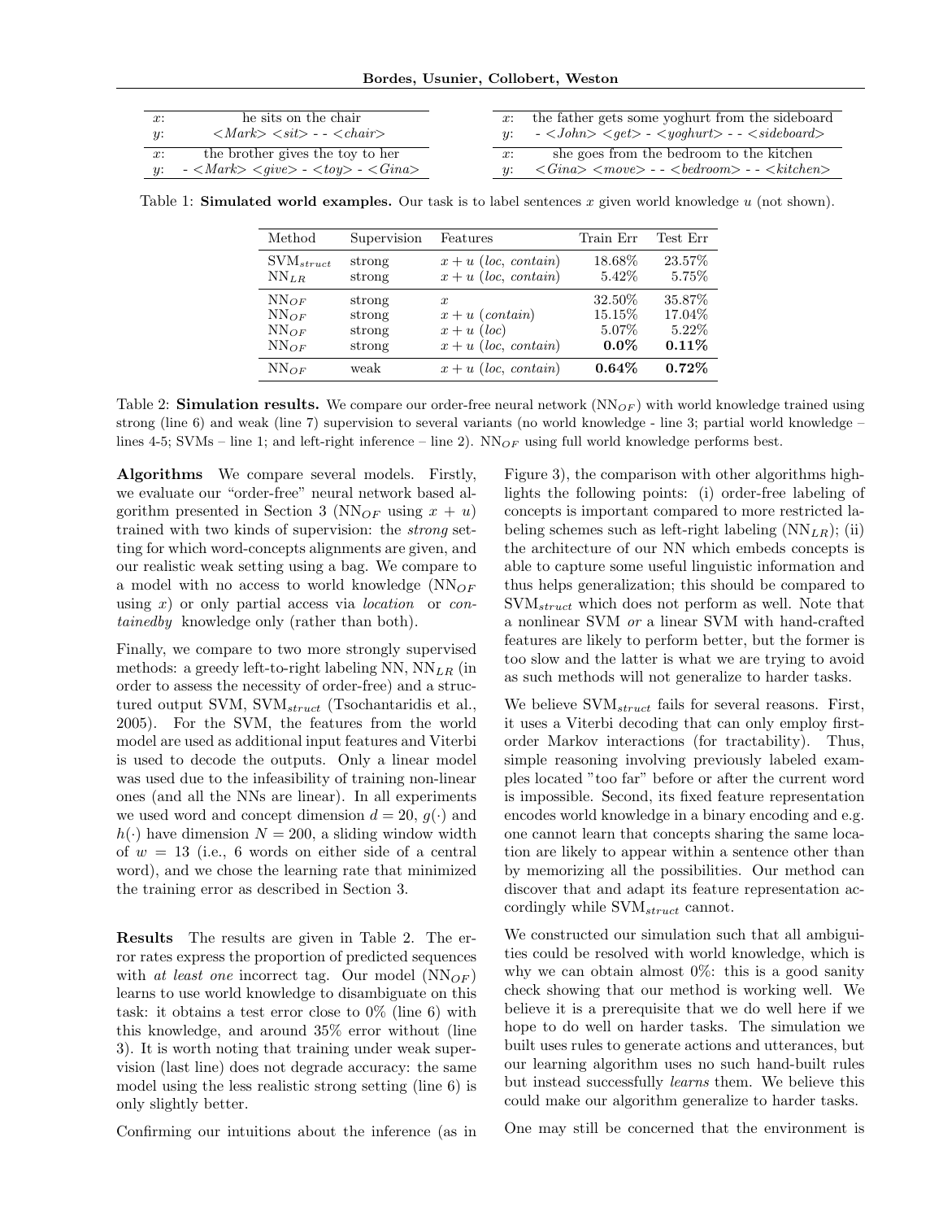| | |
|---|---|
| $x$: | he sits on the chair |
| $y$: | $<Mark>$ $<sit>$ - - $<chair>$ |
| $x$: | the brother gives the toy to her |
| $y$: | - $<Mark>$ $<give>$ - $<toy>$ - $<Gina>$ |

| | |
|---|---|
| $x$: | the father gets some yoghurt from the sideboard |
| $y$: | - $<John>$ $<get>$ - $<yoghurt>$ - - $<sideboard>$ |
| $x$: | she goes from the bedroom to the kitchen |
| $y$: | $<Gina>$ $<move>$ - - $<bedroom>$ - - $<kitchen>$ |

Table 1: **Simulated world examples.** Our task is to label sentences $x$ given world knowledge $u$ (not shown).

| Method | Supervision | Features | Train Err | Test Err |
|---|---|---|---|---|
| $\text{SVM}_{struct}$ | strong | $x + u$ (*loc*, *contain*) | 18.68% | 23.57% |
| $\text{NN}_{LR}$ | strong | $x + u$ (*loc*, *contain*) | 5.42% | 5.75% |
| $\text{NN}_{OF}$ | strong | $x$ | 32.50% | 35.87% |
| $\text{NN}_{OF}$ | strong | $x + u$ (*contain*) | 15.15% | 17.04% |
| $\text{NN}_{OF}$ | strong | $x + u$ (*loc*) | 5.07% | 5.22% |
| $\text{NN}_{OF}$ | strong | $x + u$ (*loc*, *contain*) | **0.0%** | **0.11%** |
| $\text{NN}_{OF}$ | weak | $x + u$ (*loc*, *contain*) | **0.64%** | **0.72%** |

Table 2: **Simulation results.** We compare our order-free neural network ($\text{NN}_{OF}$) with world knowledge trained using strong (line 6) and weak (line 7) supervision to several variants (no world knowledge - line 3; partial world knowledge – lines 4-5; SVMs – line 1; and left-right inference – line 2). $\text{NN}_{OF}$ using full world knowledge performs best.

**Algorithms** We compare several models. Firstly, we evaluate our "order-free" neural network based algorithm presented in Section 3 ($\text{NN}_{OF}$ using $x + u$) trained with two kinds of supervision: the *strong* setting for which word-concepts alignments are given, and our realistic weak setting using a bag. We compare to a model with no access to world knowledge ($\text{NN}_{OF}$ using $x$) or only partial access via *location* or *containedby* knowledge only (rather than both).

Finally, we compare to two more strongly supervised methods: a greedy left-to-right labeling NN, $\text{NN}_{LR}$ (in order to assess the necessity of order-free) and a structured output SVM, $\text{SVM}_{struct}$ (Tsochantaridis et al., 2005). For the SVM, the features from the world model are used as additional input features and Viterbi is used to decode the outputs. Only a linear model was used due to the infeasibility of training non-linear ones (and all the NNs are linear). In all experiments we used word and concept dimension $d = 20$, $g(\cdot)$ and $h(\cdot)$ have dimension $N = 200$, a sliding window width of $w = 13$ (i.e., 6 words on either side of a central word), and we chose the learning rate that minimized the training error as described in Section 3.

**Results** The results are given in Table 2. The error rates express the proportion of predicted sequences with *at least one* incorrect tag. Our model ($\text{NN}_{OF}$) learns to use world knowledge to disambiguate on this task: it obtains a test error close to 0% (line 6) with this knowledge, and around 35% error without (line 3). It is worth noting that training under weak supervision (last line) does not degrade accuracy: the same model using the less realistic strong setting (line 6) is only slightly better.

Confirming our intuitions about the inference (as in Figure 3), the comparison with other algorithms highlights the following points: (i) order-free labeling of concepts is important compared to more restricted labeling schemes such as left-right labeling ($\text{NN}_{LR}$); (ii) the architecture of our NN which embeds concepts is able to capture some useful linguistic information and thus helps generalization; this should be compared to $\text{SVM}_{struct}$ which does not perform as well. Note that a nonlinear SVM *or* a linear SVM with hand-crafted features are likely to perform better, but the former is too slow and the latter is what we are trying to avoid as such methods will not generalize to harder tasks.

We believe $\text{SVM}_{struct}$ fails for several reasons. First, it uses a Viterbi decoding that can only employ first-order Markov interactions (for tractability). Thus, simple reasoning involving previously labeled examples located "too far" before or after the current word is impossible. Second, its fixed feature representation encodes world knowledge in a binary encoding and e.g. one cannot learn that concepts sharing the same location are likely to appear within a sentence other than by memorizing all the possibilities. Our method can discover that and adapt its feature representation accordingly while $\text{SVM}_{struct}$ cannot.

We constructed our simulation such that all ambiguities could be resolved with world knowledge, which is why we can obtain almost 0%: this is a good sanity check showing that our method is working well. We believe it is a prerequisite that we do well here if we hope to do well on harder tasks. The simulation we built uses rules to generate actions and utterances, but our learning algorithm uses no such hand-built rules but instead successfully *learns* them. We believe this could make our algorithm generalize to harder tasks.

One may still be concerned that the environment is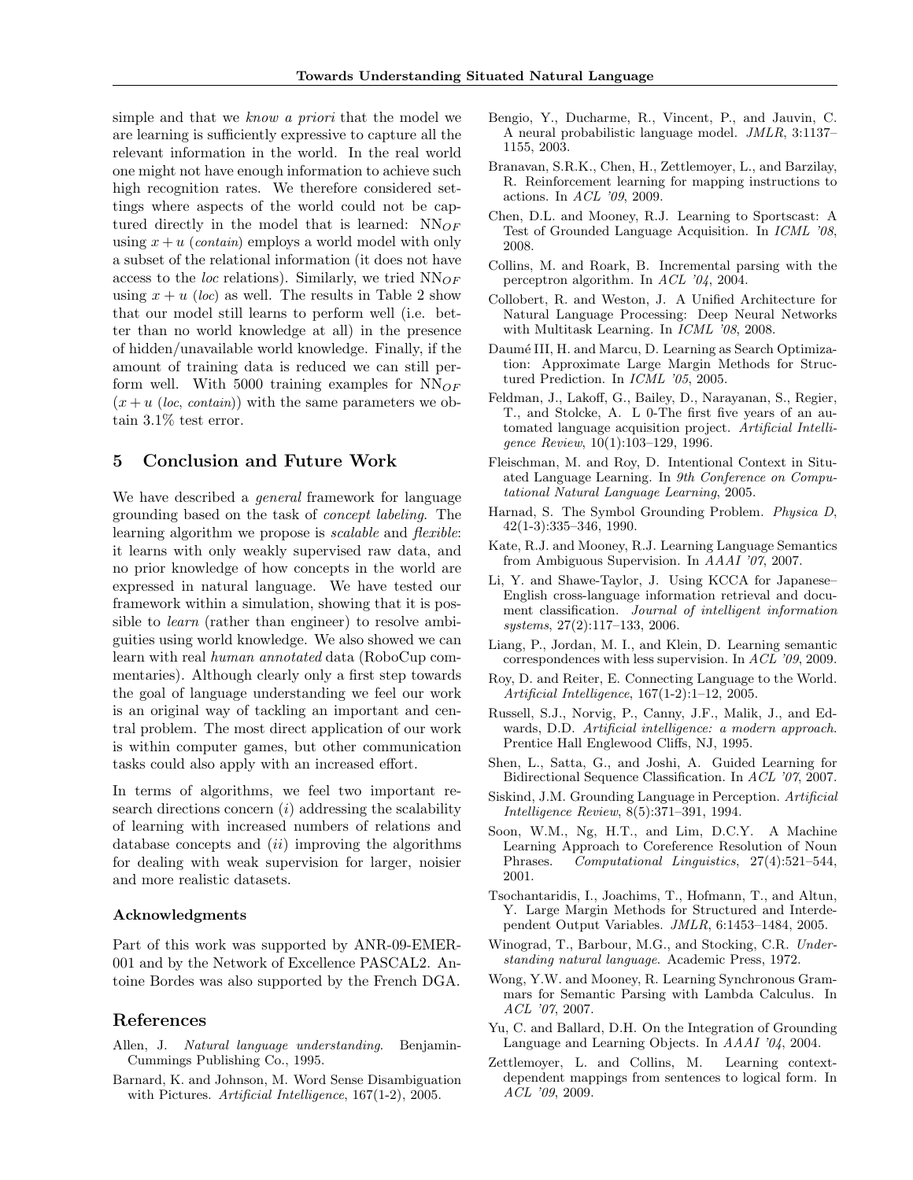simple and that we *know a priori* that the model we are learning is sufficiently expressive to capture all the relevant information in the world. In the real world one might not have enough information to achieve such high recognition rates. We therefore considered settings where aspects of the world could not be captured directly in the model that is learned: $\text{NN}_{OF}$ using $x + u$ (*contain*) employs a world model with only a subset of the relational information (it does not have access to the *loc* relations). Similarly, we tried $\text{NN}_{OF}$ using $x + u$ (*loc*) as well. The results in Table 2 show that our model still learns to perform well (i.e. better than no world knowledge at all) in the presence of hidden/unavailable world knowledge. Finally, if the amount of training data is reduced we can still perform well. With 5000 training examples for $\text{NN}_{OF}$ $(x + u$ (*loc*, *contain*)) with the same parameters we obtain 3.1% test error.

## 5 Conclusion and Future Work

We have described a *general* framework for language grounding based on the task of *concept labeling*. The learning algorithm we propose is *scalable* and *flexible*: it learns with only weakly supervised raw data, and no prior knowledge of how concepts in the world are expressed in natural language. We have tested our framework within a simulation, showing that it is possible to *learn* (rather than engineer) to resolve ambiguities using world knowledge. We also showed we can learn with real *human annotated* data (RoboCup commentaries). Although clearly only a first step towards the goal of language understanding we feel our work is an original way of tackling an important and central problem. The most direct application of our work is within computer games, but other communication tasks could also apply with an increased effort.

In terms of algorithms, we feel two important research directions concern (*i*) addressing the scalability of learning with increased numbers of relations and database concepts and (*ii*) improving the algorithms for dealing with weak supervision for larger, noisier and more realistic datasets.

### Acknowledgments

Part of this work was supported by ANR-09-EMER-001 and by the Network of Excellence PASCAL2. Antoine Bordes was also supported by the French DGA.

## References

Allen, J. *Natural language understanding*. Benjamin-Cummings Publishing Co., 1995.

Barnard, K. and Johnson, M. Word Sense Disambiguation with Pictures. *Artificial Intelligence*, 167(1-2), 2005.

Bengio, Y., Ducharme, R., Vincent, P., and Jauvin, C. A neural probabilistic language model. *JMLR*, 3:1137–1155, 2003.

Branavan, S.R.K., Chen, H., Zettlemoyer, L., and Barzilay, R. Reinforcement learning for mapping instructions to actions. In *ACL '09*, 2009.

Chen, D.L. and Mooney, R.J. Learning to Sportscast: A Test of Grounded Language Acquisition. In *ICML '08*, 2008.

Collins, M. and Roark, B. Incremental parsing with the perceptron algorithm. In *ACL '04*, 2004.

Collobert, R. and Weston, J. A Unified Architecture for Natural Language Processing: Deep Neural Networks with Multitask Learning. In *ICML '08*, 2008.

Daumé III, H. and Marcu, D. Learning as Search Optimization: Approximate Large Margin Methods for Structured Prediction. In *ICML '05*, 2005.

Feldman, J., Lakoff, G., Bailey, D., Narayanan, S., Regier, T., and Stolcke, A. L 0-The first five years of an automated language acquisition project. *Artificial Intelligence Review*, 10(1):103–129, 1996.

Fleischman, M. and Roy, D. Intentional Context in Situated Language Learning. In *9th Conference on Computational Natural Language Learning*, 2005.

Harnad, S. The Symbol Grounding Problem. *Physica D*, 42(1-3):335–346, 1990.

Kate, R.J. and Mooney, R.J. Learning Language Semantics from Ambiguous Supervision. In *AAAI '07*, 2007.

Li, Y. and Shawe-Taylor, J. Using KCCA for Japanese–English cross-language information retrieval and document classification. *Journal of intelligent information systems*, 27(2):117–133, 2006.

Liang, P., Jordan, M. I., and Klein, D. Learning semantic correspondences with less supervision. In *ACL '09*, 2009.

Roy, D. and Reiter, E. Connecting Language to the World. *Artificial Intelligence*, 167(1-2):1–12, 2005.

Russell, S.J., Norvig, P., Canny, J.F., Malik, J., and Edwards, D.D. *Artificial intelligence: a modern approach*. Prentice Hall Englewood Cliffs, NJ, 1995.

Shen, L., Satta, G., and Joshi, A. Guided Learning for Bidirectional Sequence Classification. In *ACL '07*, 2007.

Siskind, J.M. Grounding Language in Perception. *Artificial Intelligence Review*, 8(5):371–391, 1994.

Soon, W.M., Ng, H.T., and Lim, D.C.Y. A Machine Learning Approach to Coreference Resolution of Noun Phrases. *Computational Linguistics*, 27(4):521–544, 2001.

Tsochantaridis, I., Joachims, T., Hofmann, T., and Altun, Y. Large Margin Methods for Structured and Interdependent Output Variables. *JMLR*, 6:1453–1484, 2005.

Winograd, T., Barbour, M.G., and Stocking, C.R. *Understanding natural language*. Academic Press, 1972.

Wong, Y.W. and Mooney, R. Learning Synchronous Grammars for Semantic Parsing with Lambda Calculus. In *ACL '07*, 2007.

Yu, C. and Ballard, D.H. On the Integration of Grounding Language and Learning Objects. In *AAAI '04*, 2004.

Zettlemoyer, L. and Collins, M. Learning context-dependent mappings from sentences to logical form. In *ACL '09*, 2009.